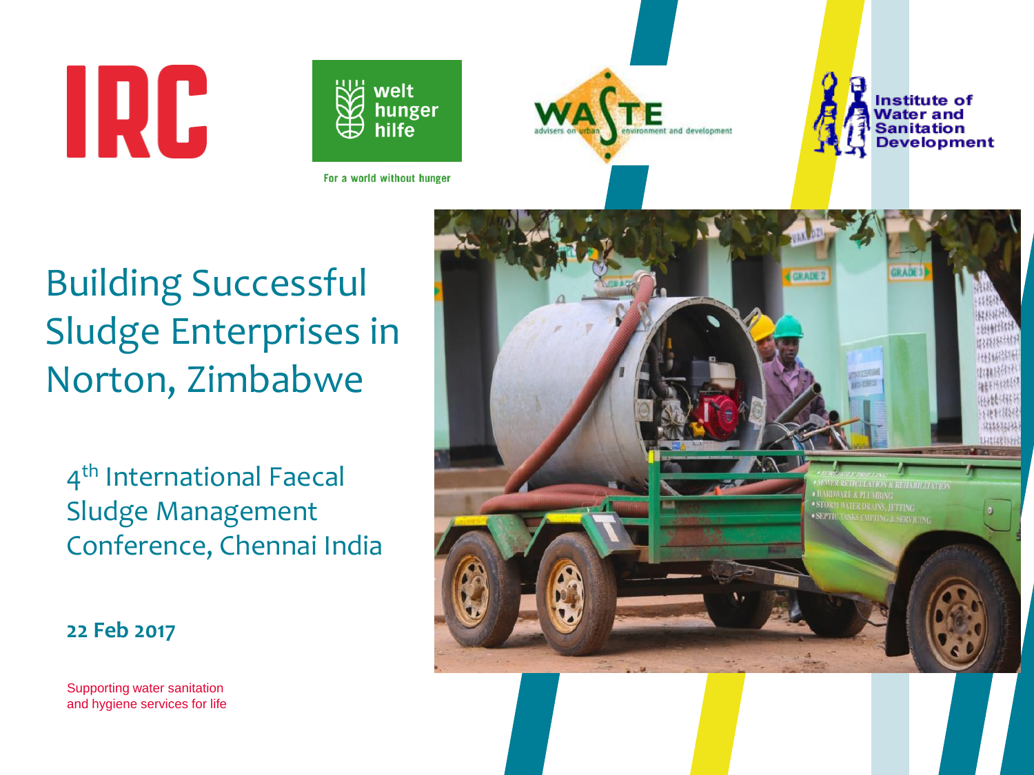IRC

welt hunger hilfe

For a world without hunger

WASTE advisers on urban environment and development

Institute of Water and Sanitation Development

# Building Successful Sludge Enterprises in Norton, Zimbabwe

4th International Faecal Sludge Management Conference, Chennai India

**22 Feb 2017**

Supporting water sanitation and hygiene services for life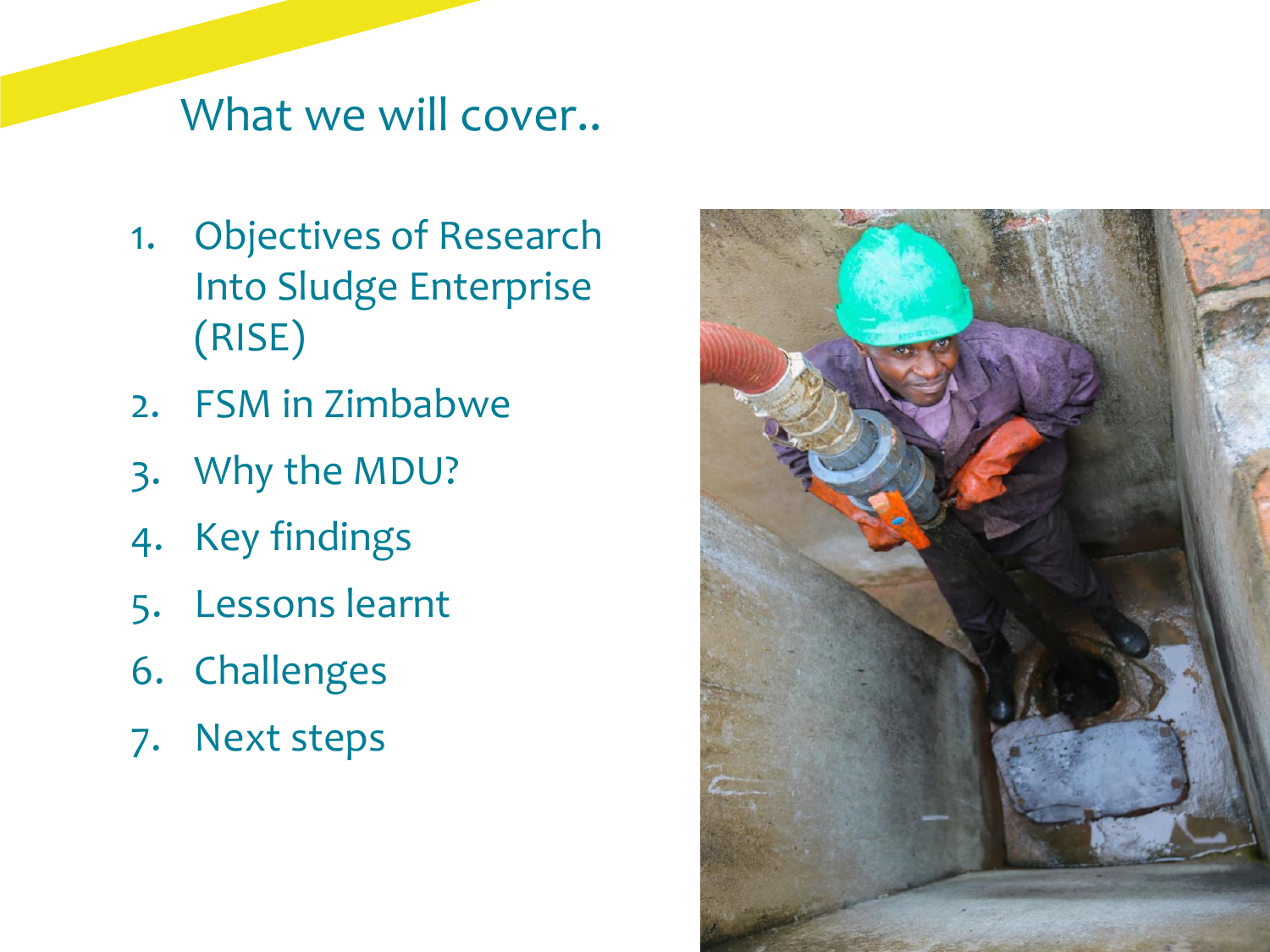# What we will cover..

1. Objectives of Research Into Sludge Enterprise (RISE)
2. FSM in Zimbabwe
3. Why the MDU?
4. Key findings
5. Lessons learnt
6. Challenges
7. Next steps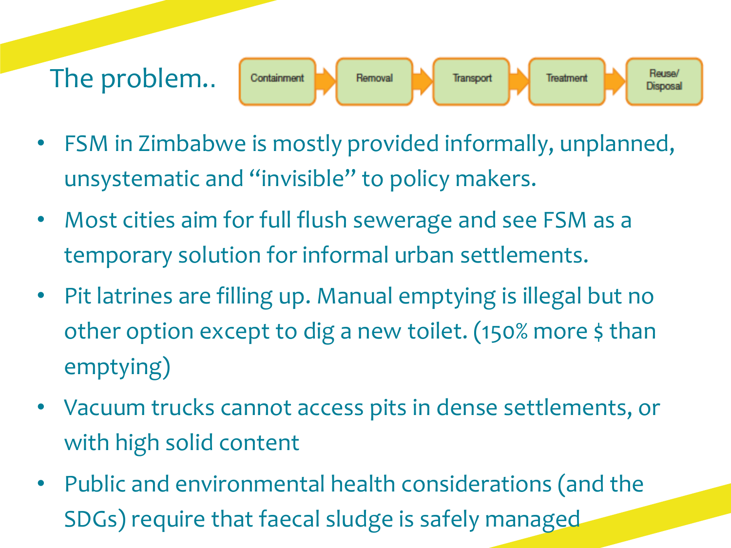# The problem..

Containment → Removal → Transport → Treatment → Reuse/Disposal

- FSM in Zimbabwe is mostly provided informally, unplanned, unsystematic and "invisible" to policy makers.
- Most cities aim for full flush sewerage and see FSM as a temporary solution for informal urban settlements.
- Pit latrines are filling up. Manual emptying is illegal but no other option except to dig a new toilet. (150% more $ than emptying)
- Vacuum trucks cannot access pits in dense settlements, or with high solid content
- Public and environmental health considerations (and the SDGs) require that faecal sludge is safely managed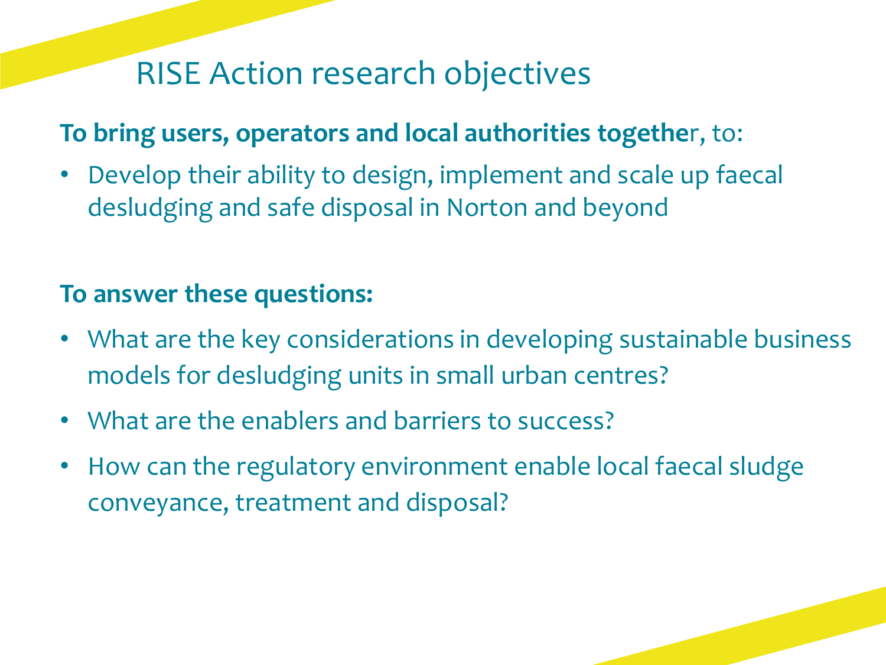# RISE Action research objectives

**To bring users, operators and local authorities together**, to:

- Develop their ability to design, implement and scale up faecal desludging and safe disposal in Norton and beyond

**To answer these questions:**

- What are the key considerations in developing sustainable business models for desludging units in small urban centres?
- What are the enablers and barriers to success?
- How can the regulatory environment enable local faecal sludge conveyance, treatment and disposal?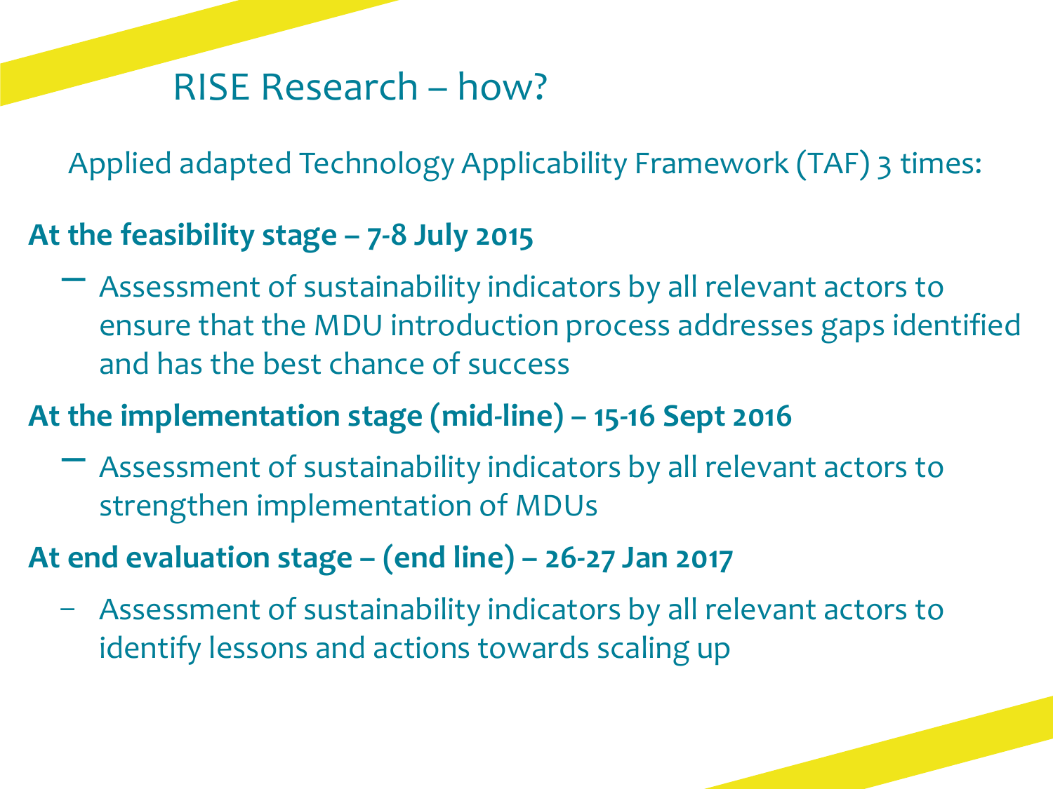# RISE Research – how?

Applied adapted Technology Applicability Framework (TAF) 3 times:

**At the feasibility stage – 7-8 July 2015**

- Assessment of sustainability indicators by all relevant actors to ensure that the MDU introduction process addresses gaps identified and has the best chance of success

**At the implementation stage (mid-line) – 15-16 Sept 2016**

- Assessment of sustainability indicators by all relevant actors to strengthen implementation of MDUs

**At end evaluation stage – (end line) – 26-27 Jan 2017**

- Assessment of sustainability indicators by all relevant actors to identify lessons and actions towards scaling up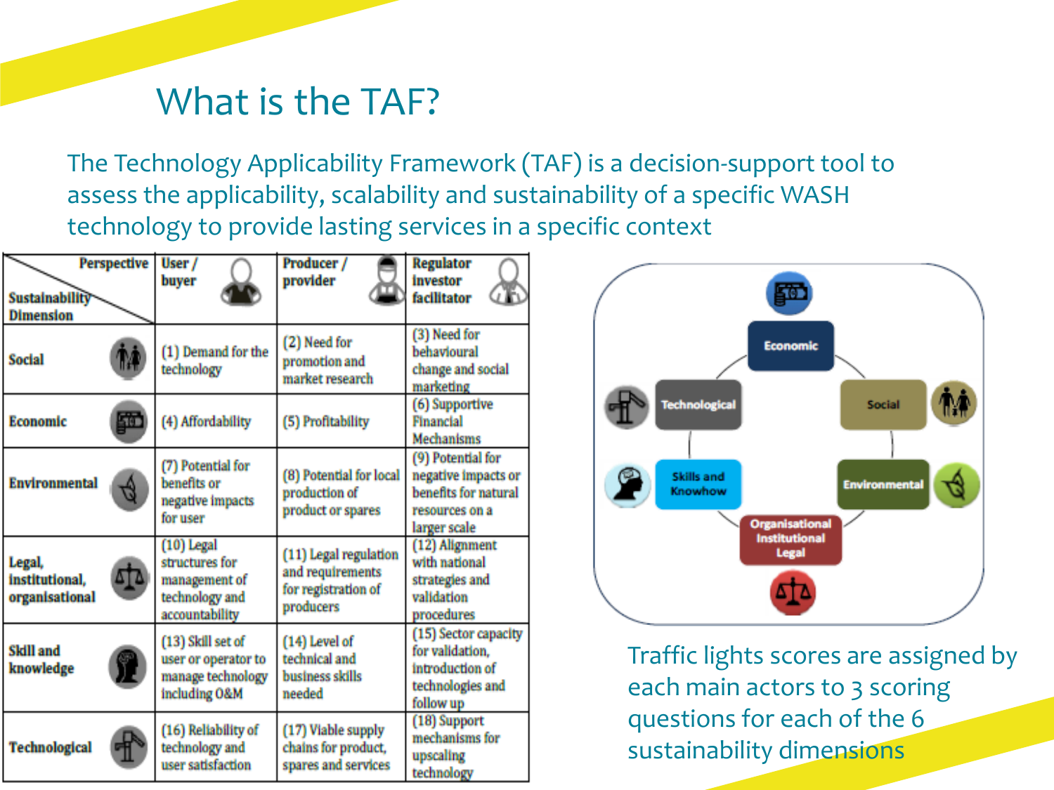# What is the TAF?

The Technology Applicability Framework (TAF) is a decision-support tool to assess the applicability, scalability and sustainability of a specific WASH technology to provide lasting services in a specific context

| Sustainability Dimension / Perspective | User / buyer | Producer / provider | Regulator investor facilitator |
| --- | --- | --- | --- |
| Social | (1) Demand for the technology | (2) Need for promotion and market research | (3) Need for behavioural change and social marketing |
| Economic | (4) Affordability | (5) Profitability | (6) Supportive Financial Mechanisms |
| Environmental | (7) Potential for benefits or negative impacts for user | (8) Potential for local production of product or spares | (9) Potential for negative impacts or benefits for natural resources on a larger scale |
| Legal, institutional, organisational | (10) Legal structures for management of technology and accountability | (11) Legal regulation and requirements for registration of producers | (12) Alignment with national strategies and validation procedures |
| Skill and knowledge | (13) Skill set of user or operator to manage technology including O&M | (14) Level of technical and business skills needed | (15) Sector capacity for validation, introduction of technologies and follow up |
| Technological | (16) Reliability of technology and user satisfaction | (17) Viable supply chains for product, spares and services | (18) Support mechanisms for upscaling technology |

Economic — Social — Environmental — Organisational Institutional Legal — Skills and Knowhow — Technological

Traffic lights scores are assigned by each main actors to 3 scoring questions for each of the 6 sustainability dimensions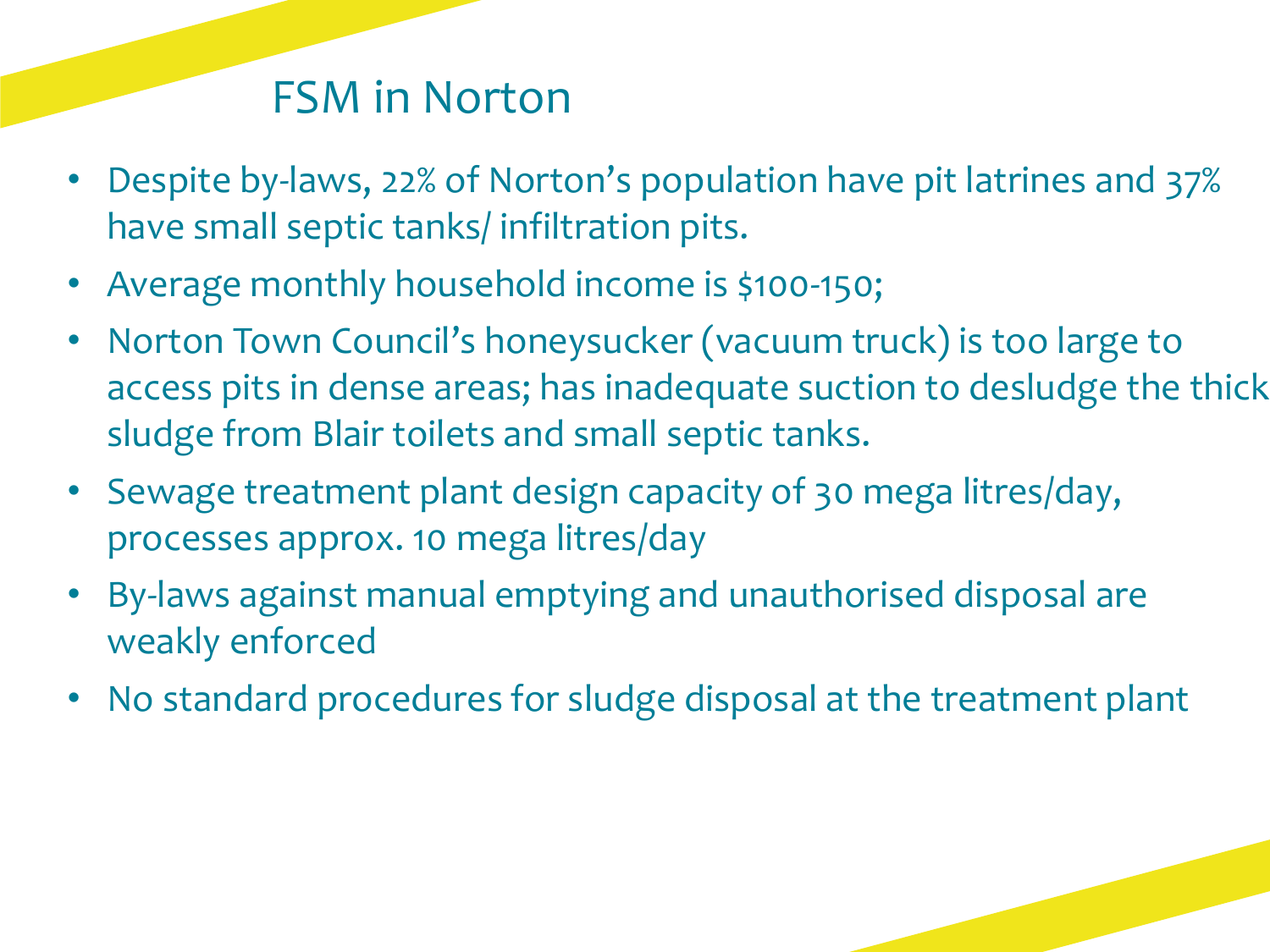# FSM in Norton

- Despite by-laws, 22% of Norton's population have pit latrines and 37% have small septic tanks/ infiltration pits.
- Average monthly household income is $100-150;
- Norton Town Council's honeysucker (vacuum truck) is too large to access pits in dense areas; has inadequate suction to desludge the thick sludge from Blair toilets and small septic tanks.
- Sewage treatment plant design capacity of 30 mega litres/day, processes approx. 10 mega litres/day
- By-laws against manual emptying and unauthorised disposal are weakly enforced
- No standard procedures for sludge disposal at the treatment plant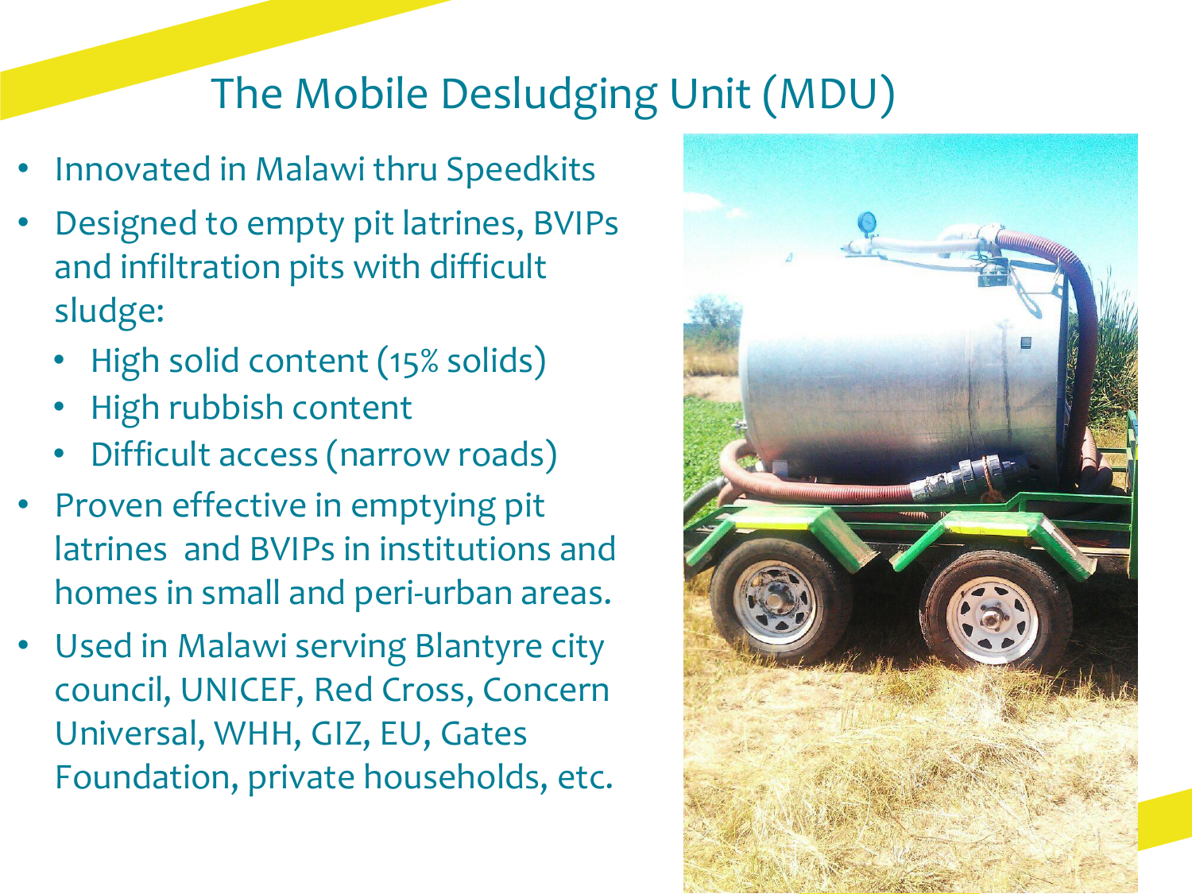# The Mobile Desludging Unit (MDU)

- Innovated in Malawi thru Speedkits
- Designed to empty pit latrines, BVIPs and infiltration pits with difficult sludge:
  - High solid content (15% solids)
  - High rubbish content
  - Difficult access (narrow roads)
- Proven effective in emptying pit latrines and BVIPs in institutions and homes in small and peri-urban areas.
- Used in Malawi serving Blantyre city council, UNICEF, Red Cross, Concern Universal, WHH, GIZ, EU, Gates Foundation, private households, etc.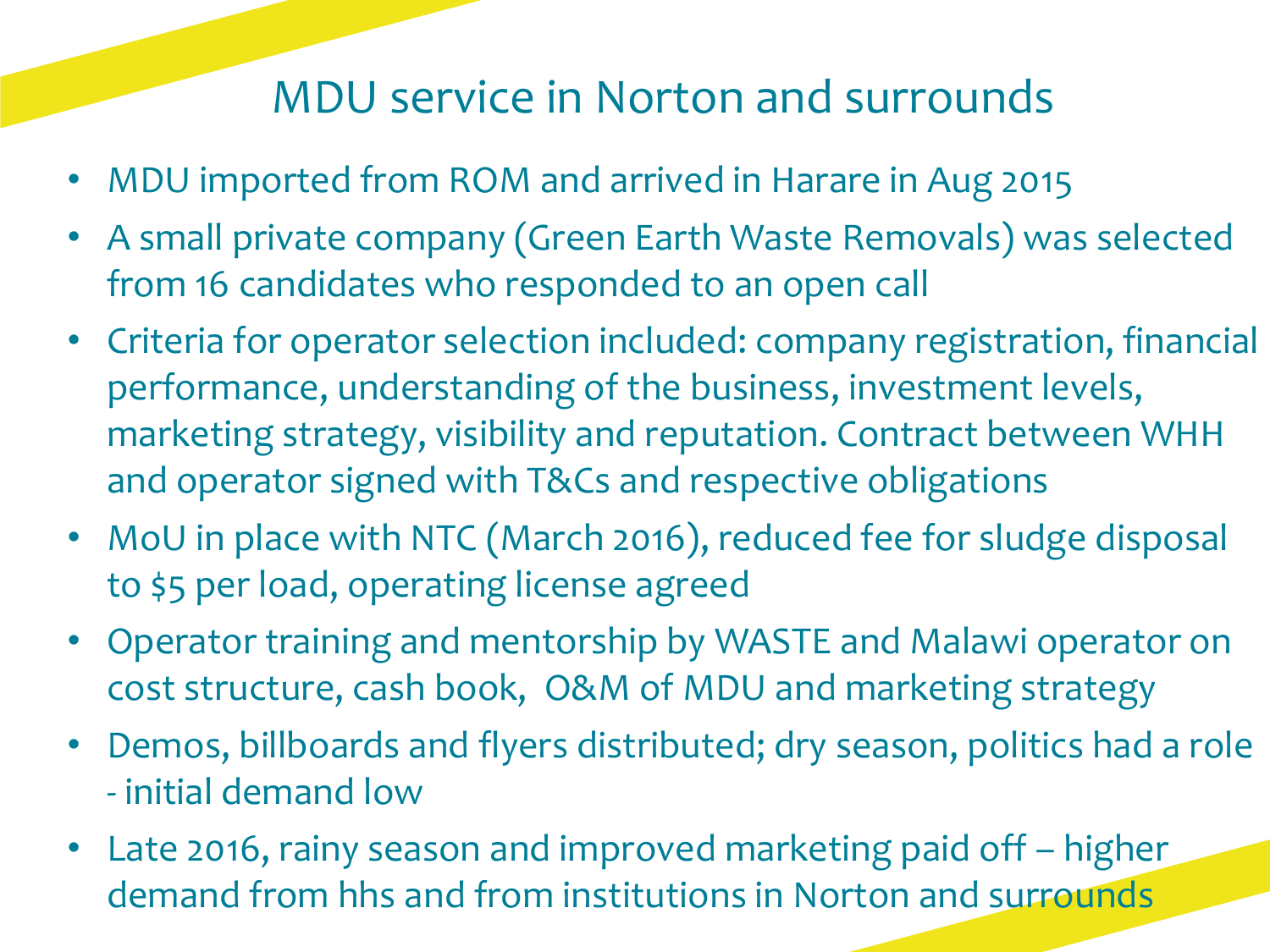# MDU service in Norton and surrounds

- MDU imported from ROM and arrived in Harare in Aug 2015
- A small private company (Green Earth Waste Removals) was selected from 16 candidates who responded to an open call
- Criteria for operator selection included: company registration, financial performance, understanding of the business, investment levels, marketing strategy, visibility and reputation. Contract between WHH and operator signed with T&Cs and respective obligations
- MoU in place with NTC (March 2016), reduced fee for sludge disposal to $5 per load, operating license agreed
- Operator training and mentorship by WASTE and Malawi operator on cost structure, cash book, O&M of MDU and marketing strategy
- Demos, billboards and flyers distributed; dry season, politics had a role - initial demand low
- Late 2016, rainy season and improved marketing paid off – higher demand from hhs and from institutions in Norton and surrounds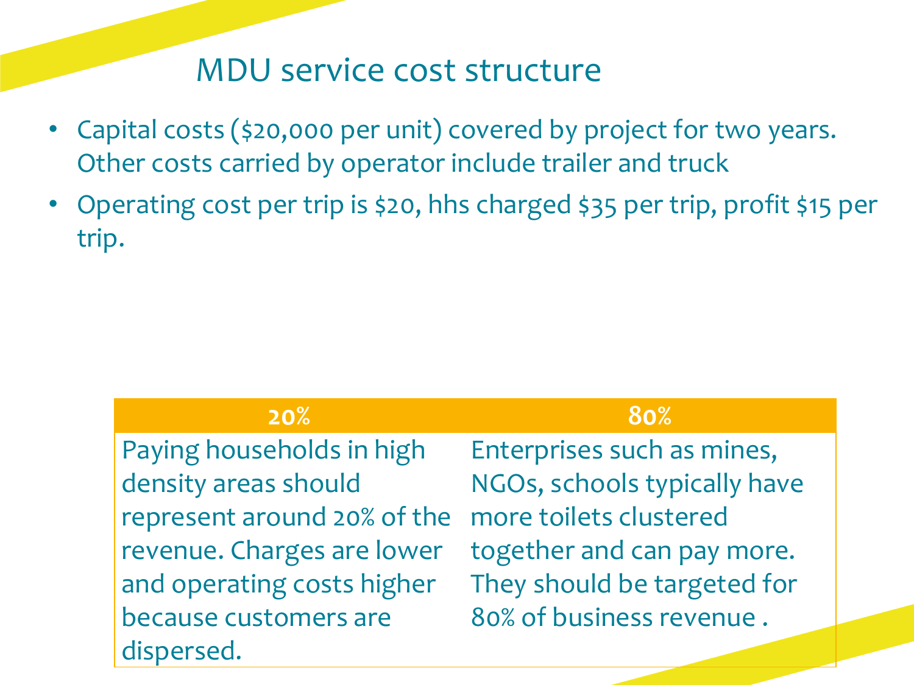# MDU service cost structure

- Capital costs ($20,000 per unit) covered by project for two years. Other costs carried by operator include trailer and truck
- Operating cost per trip is $20, hhs charged $35 per trip, profit $15 per trip.

| 20% | 80% |
|---|---|
| Paying households in high density areas should represent around 20% of the revenue. Charges are lower and operating costs higher because customers are dispersed. | Enterprises such as mines, NGOs, schools typically have more toilets clustered together and can pay more. They should be targeted for 80% of business revenue . |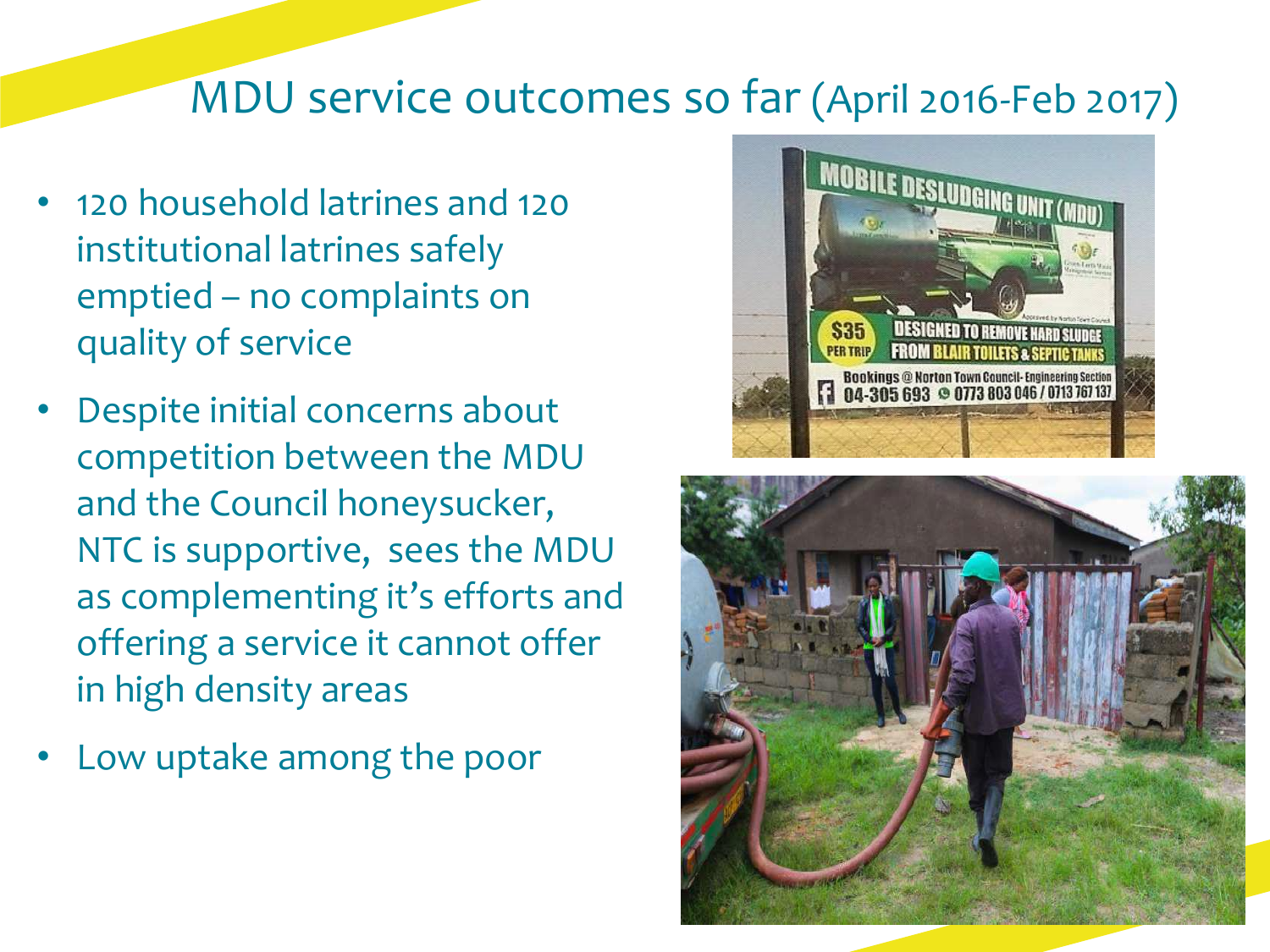# MDU service outcomes so far (April 2016-Feb 2017)

- 120 household latrines and 120 institutional latrines safely emptied – no complaints on quality of service
- Despite initial concerns about competition between the MDU and the Council honeysucker, NTC is supportive, sees the MDU as complementing it's efforts and offering a service it cannot offer in high density areas
- Low uptake among the poor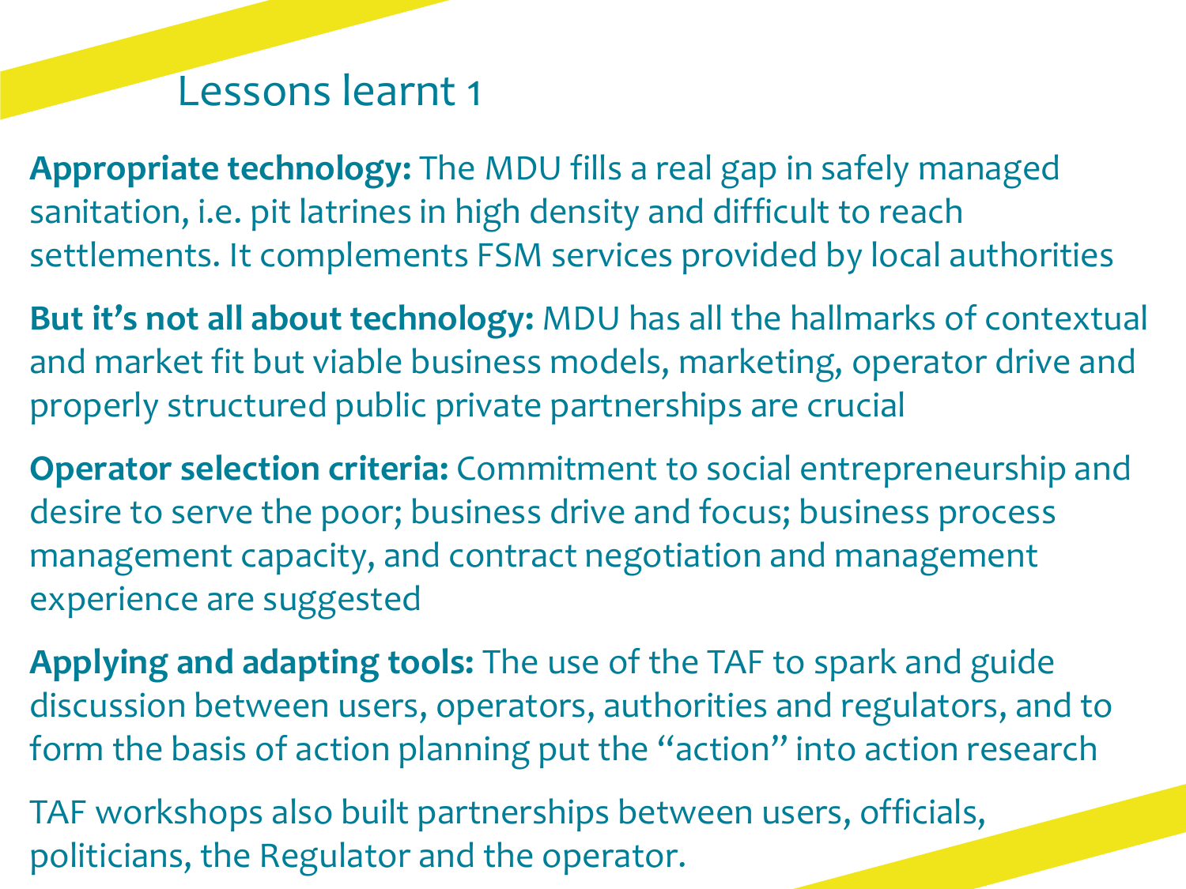# Lessons learnt 1

**Appropriate technology:** The MDU fills a real gap in safely managed sanitation, i.e. pit latrines in high density and difficult to reach settlements. It complements FSM services provided by local authorities

**But it's not all about technology:** MDU has all the hallmarks of contextual and market fit but viable business models, marketing, operator drive and properly structured public private partnerships are crucial

**Operator selection criteria:** Commitment to social entrepreneurship and desire to serve the poor; business drive and focus; business process management capacity, and contract negotiation and management experience are suggested

**Applying and adapting tools:** The use of the TAF to spark and guide discussion between users, operators, authorities and regulators, and to form the basis of action planning put the "action" into action research

TAF workshops also built partnerships between users, officials, politicians, the Regulator and the operator.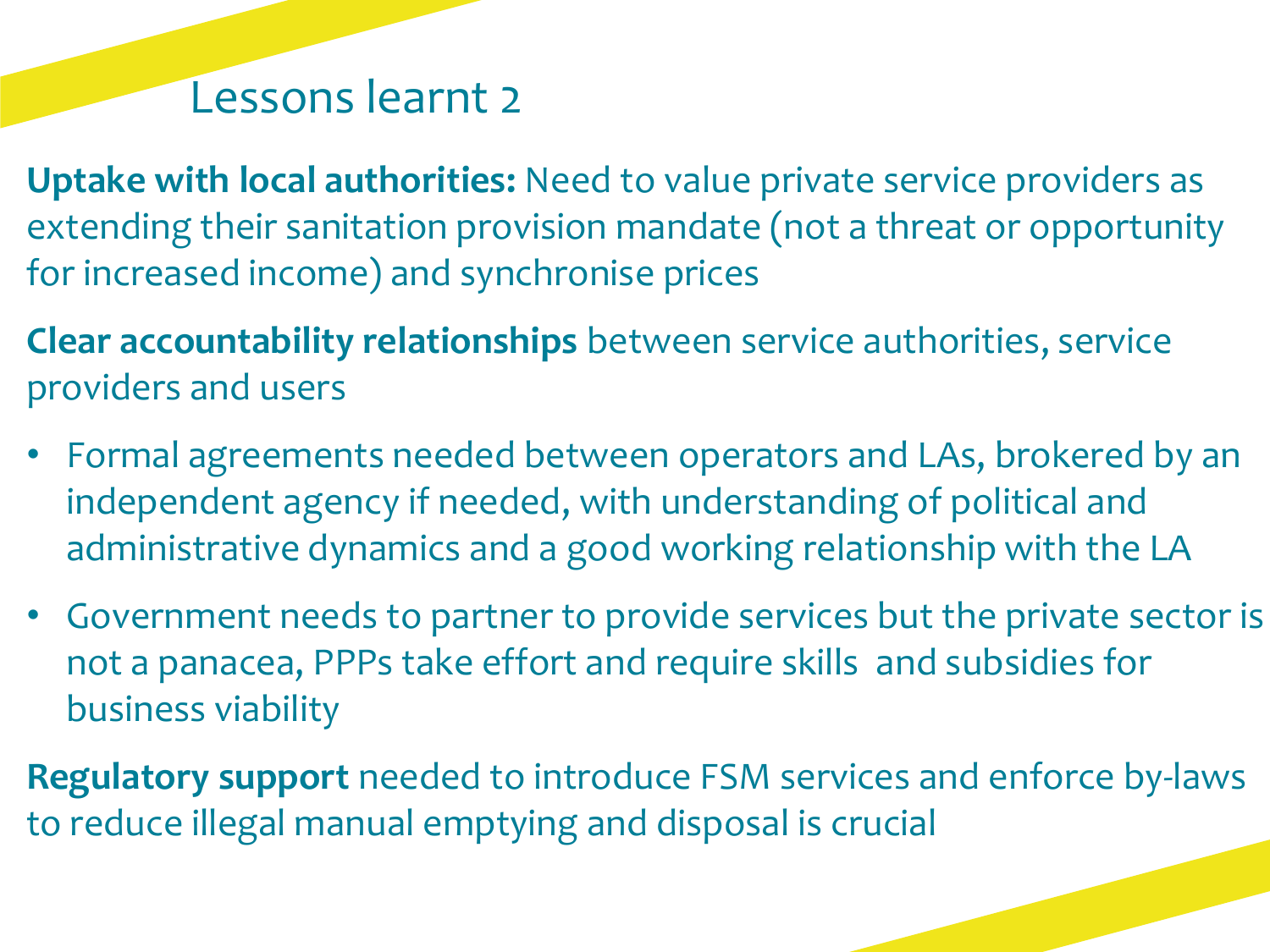# Lessons learnt 2

**Uptake with local authorities:** Need to value private service providers as extending their sanitation provision mandate (not a threat or opportunity for increased income) and synchronise prices

**Clear accountability relationships** between service authorities, service providers and users

- Formal agreements needed between operators and LAs, brokered by an independent agency if needed, with understanding of political and administrative dynamics and a good working relationship with the LA
- Government needs to partner to provide services but the private sector is not a panacea, PPPs take effort and require skills and subsidies for business viability

**Regulatory support** needed to introduce FSM services and enforce by-laws to reduce illegal manual emptying and disposal is crucial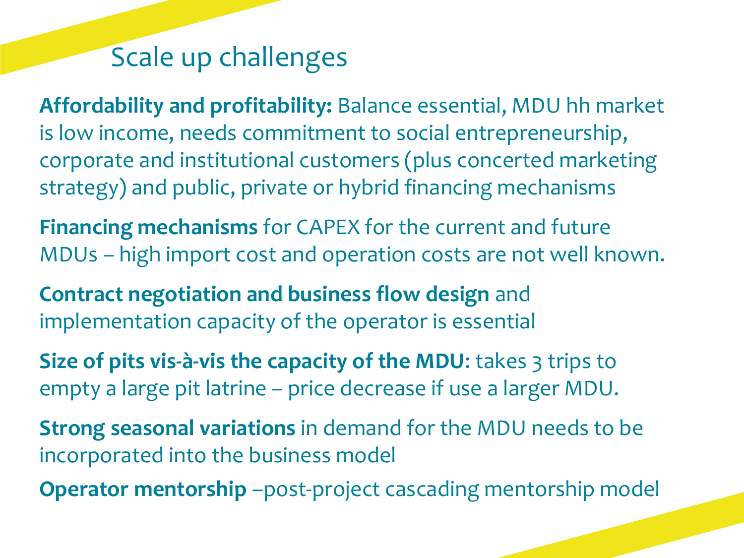# Scale up challenges

**Affordability and profitability:** Balance essential, MDU hh market is low income, needs commitment to social entrepreneurship, corporate and institutional customers (plus concerted marketing strategy) and public, private or hybrid financing mechanisms

**Financing mechanisms** for CAPEX for the current and future MDUs – high import cost and operation costs are not well known.

**Contract negotiation and business flow design** and implementation capacity of the operator is essential

**Size of pits vis-à-vis the capacity of the MDU**: takes 3 trips to empty a large pit latrine – price decrease if use a larger MDU.

**Strong seasonal variations** in demand for the MDU needs to be incorporated into the business model

**Operator mentorship** –post-project cascading mentorship model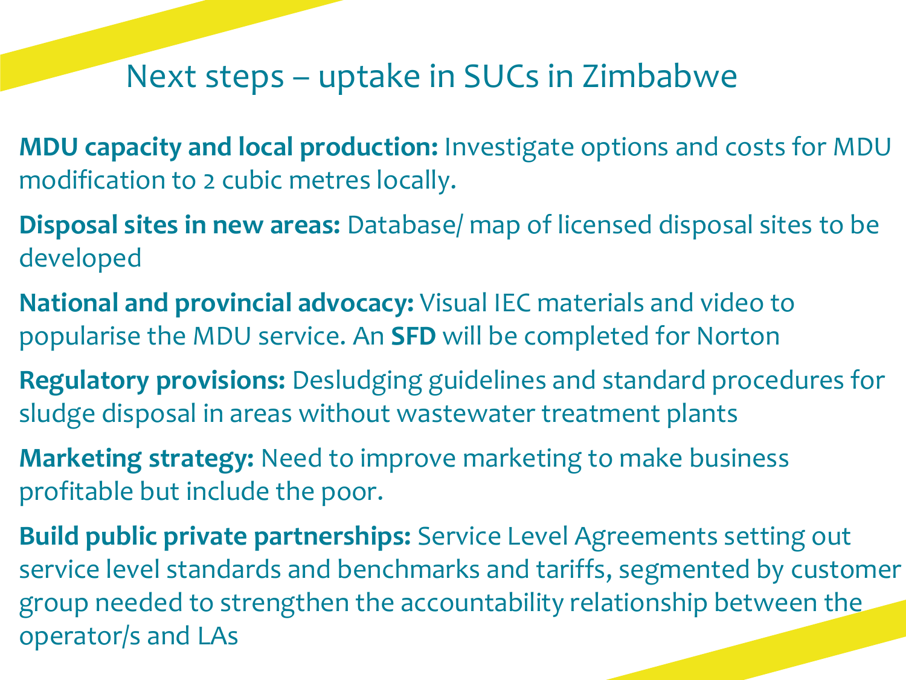# Next steps – uptake in SUCs in Zimbabwe

**MDU capacity and local production:** Investigate options and costs for MDU modification to 2 cubic metres locally.

**Disposal sites in new areas:** Database/ map of licensed disposal sites to be developed

**National and provincial advocacy:** Visual IEC materials and video to popularise the MDU service. An **SFD** will be completed for Norton

**Regulatory provisions:** Desludging guidelines and standard procedures for sludge disposal in areas without wastewater treatment plants

**Marketing strategy:** Need to improve marketing to make business profitable but include the poor.

**Build public private partnerships:** Service Level Agreements setting out service level standards and benchmarks and tariffs, segmented by customer group needed to strengthen the accountability relationship between the operator/s and LAs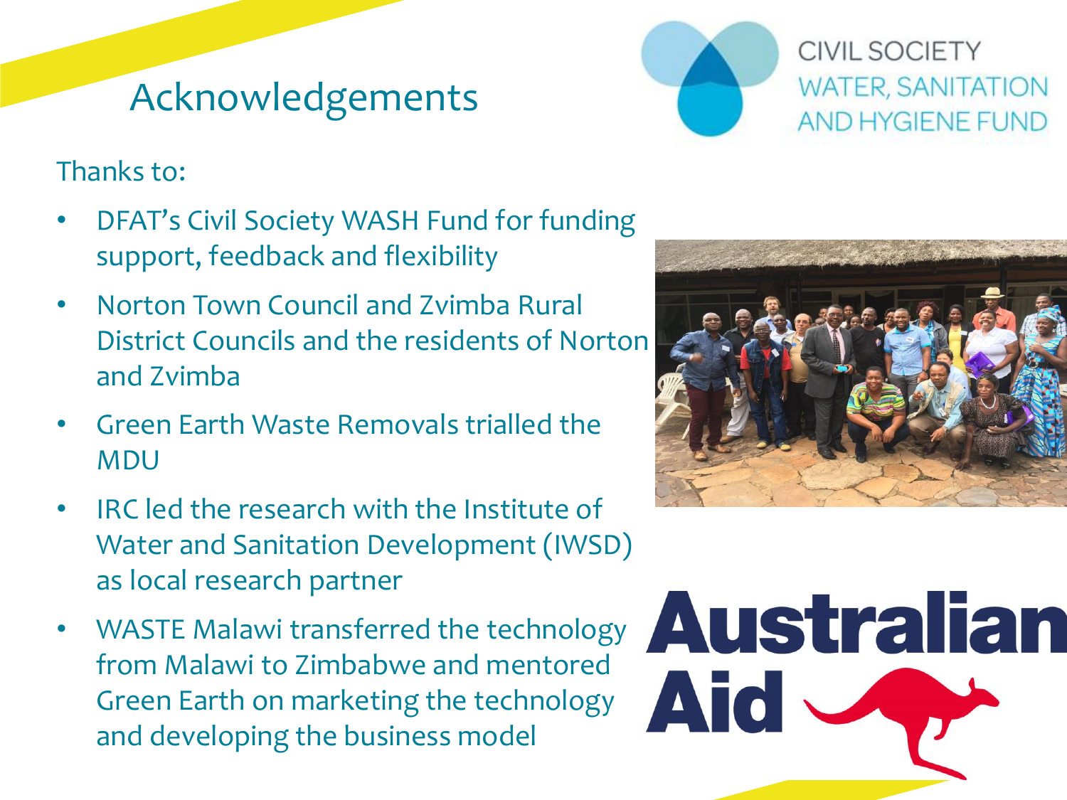# Acknowledgements

CIVIL SOCIETY
WATER, SANITATION
AND HYGIENE FUND

Thanks to:

- DFAT's Civil Society WASH Fund for funding support, feedback and flexibility
- Norton Town Council and Zvimba Rural District Councils and the residents of Norton and Zvimba
- Green Earth Waste Removals trialled the MDU
- IRC led the research with the Institute of Water and Sanitation Development (IWSD) as local research partner
- WASTE Malawi transferred the technology from Malawi to Zimbabwe and mentored Green Earth on marketing the technology and developing the business model

Australian Aid